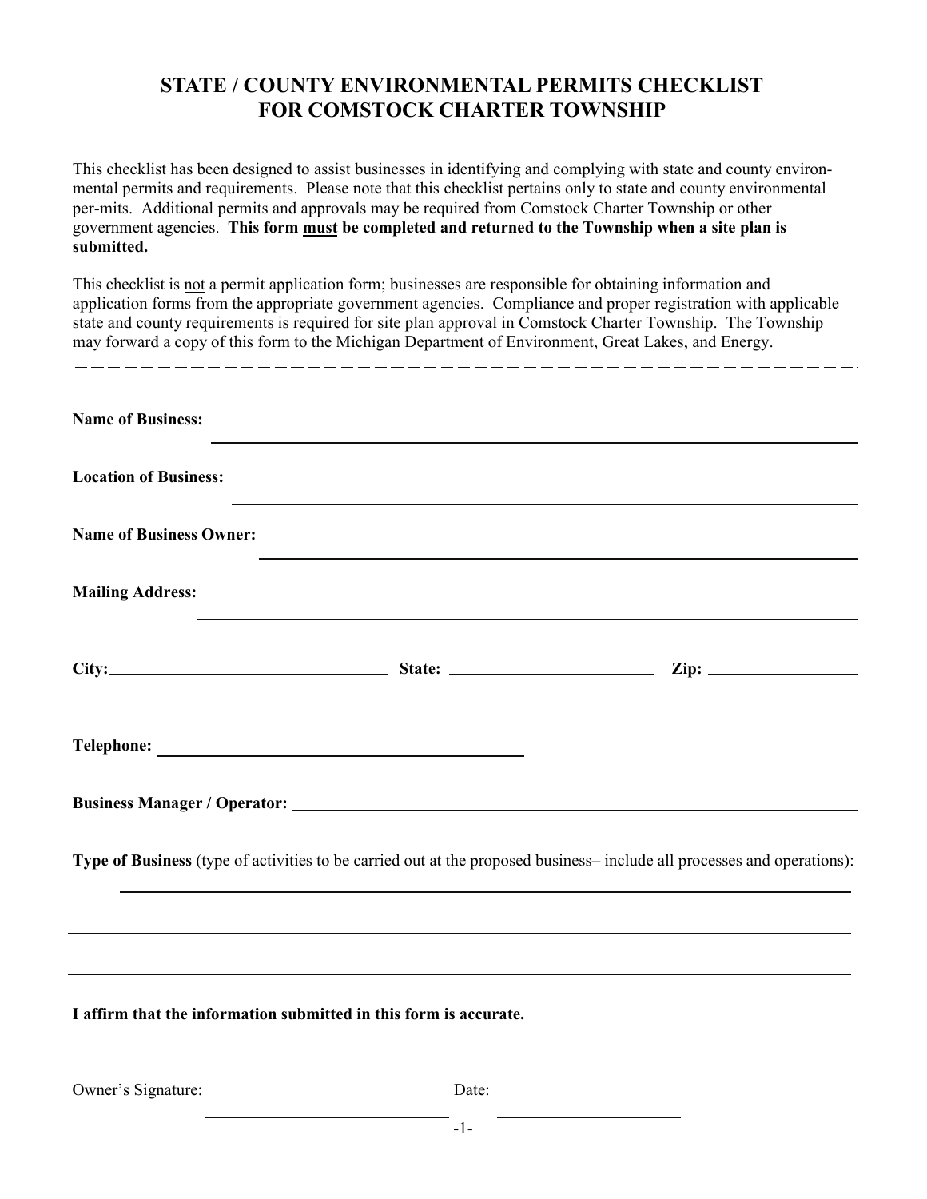# STATE / COUNTY ENVIRONMENTAL PERMITS CHECKLIST FOR COMSTOCK CHARTER TOWNSHIP

This checklist has been designed to assist businesses in identifying and complying with state and county environmental permits and requirements. Please note that this checklist pertains only to state and county environmental per-mits. Additional permits and approvals may be required from Comstock Charter Township or other government agencies. **This form <u>must</u> be completed and returned to the Township when a site plan is submitted.**

This checklist is <u>not</u> a permit application form; businesses are responsible for obtaining information and application forms from the appropriate government agencies. Compliance and proper registration with applicable state and county requirements is required for site plan approval in Comstock Charter Township. The Township may forward a copy of this form to the Michigan Department of Environment, Great Lakes, and Energy.

---

**Name of Business:** ______________________________________________

**Location of Business:** ______________________________________________

**Name of Business Owner:** ______________________________________________

**Mailing Address:** ______________________________________________

**City:** ____________________ **State:** ____________________ **Zip:** ____________________

**Telephone:** ______________________________

**Business Manager / Operator:** ______________________________________________

**Type of Business** (type of activities to be carried out at the proposed business– include all processes and operations):

______________________________________________

______________________________________________

______________________________________________

**I affirm that the information submitted in this form is accurate.**

Owner's Signature: ____________________ Date: ____________________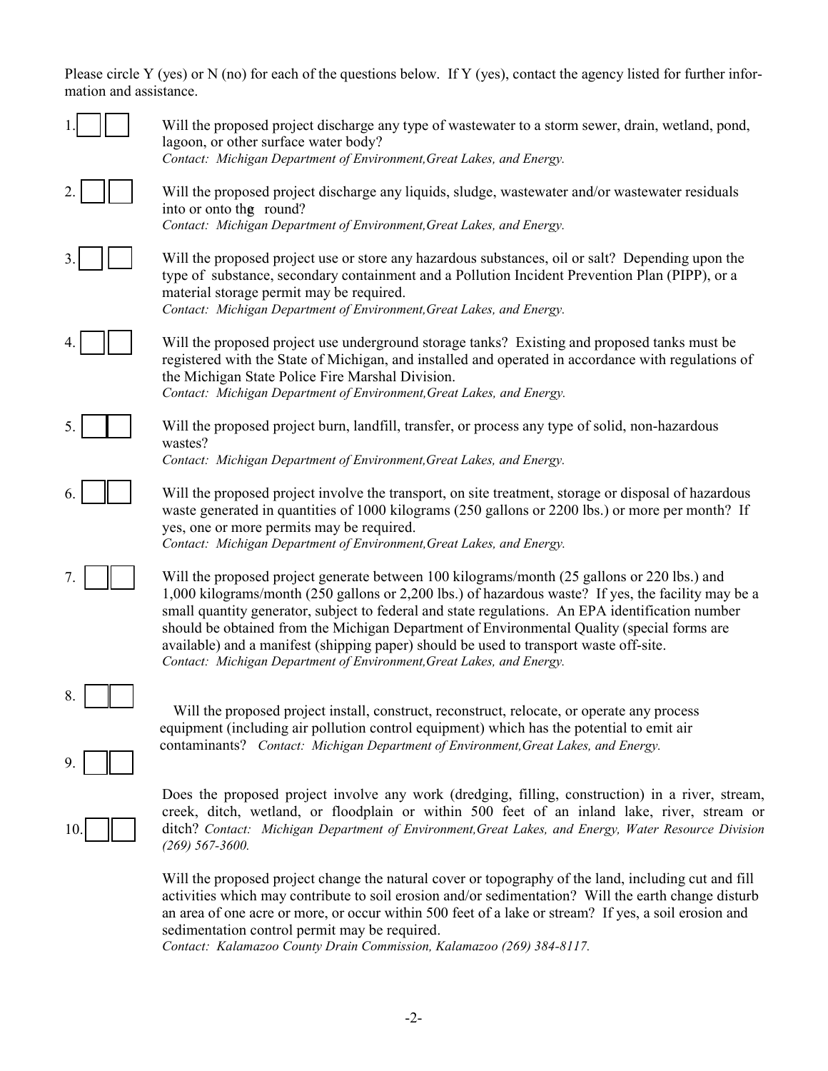Please circle Y (yes) or N (no) for each of the questions below. If Y (yes), contact the agency listed for further information and assistance.

1. ☐ ☐ Will the proposed project discharge any type of wastewater to a storm sewer, drain, wetland, pond, lagoon, or other surface water body?
*Contact: Michigan Department of Environment,Great Lakes, and Energy.*

2. ☐ ☐ Will the proposed project discharge any liquids, sludge, wastewater and/or wastewater residuals into or onto thg round?
*Contact: Michigan Department of Environment,Great Lakes, and Energy.*

3. ☐ ☐ Will the proposed project use or store any hazardous substances, oil or salt? Depending upon the type of substance, secondary containment and a Pollution Incident Prevention Plan (PIPP), or a material storage permit may be required.
*Contact: Michigan Department of Environment,Great Lakes, and Energy.*

4. ☐ ☐ Will the proposed project use underground storage tanks? Existing and proposed tanks must be registered with the State of Michigan, and installed and operated in accordance with regulations of the Michigan State Police Fire Marshal Division.
*Contact: Michigan Department of Environment,Great Lakes, and Energy.*

5. ☐ ☐ Will the proposed project burn, landfill, transfer, or process any type of solid, non-hazardous wastes?
*Contact: Michigan Department of Environment,Great Lakes, and Energy.*

6. ☐ ☐ Will the proposed project involve the transport, on site treatment, storage or disposal of hazardous waste generated in quantities of 1000 kilograms (250 gallons or 2200 lbs.) or more per month? If yes, one or more permits may be required.
*Contact: Michigan Department of Environment,Great Lakes, and Energy.*

7. ☐ ☐ Will the proposed project generate between 100 kilograms/month (25 gallons or 220 lbs.) and 1,000 kilograms/month (250 gallons or 2,200 lbs.) of hazardous waste? If yes, the facility may be a small quantity generator, subject to federal and state regulations. An EPA identification number should be obtained from the Michigan Department of Environmental Quality (special forms are available) and a manifest (shipping paper) should be used to transport waste off-site.
*Contact: Michigan Department of Environment,Great Lakes, and Energy.*

8. ☐ ☐ Will the proposed project install, construct, reconstruct, relocate, or operate any process equipment (including air pollution control equipment) which has the potential to emit air contaminants? *Contact: Michigan Department of Environment,Great Lakes, and Energy.*

9. ☐ ☐ Does the proposed project involve any work (dredging, filling, construction) in a river, stream, creek, ditch, wetland, or floodplain or within 500 feet of an inland lake, river, stream or ditch? *Contact: Michigan Department of Environment,Great Lakes, and Energy, Water Resource Division (269) 567-3600.*

10. ☐ ☐ Will the proposed project change the natural cover or topography of the land, including cut and fill activities which may contribute to soil erosion and/or sedimentation? Will the earth change disturb an area of one acre or more, or occur within 500 feet of a lake or stream? If yes, a soil erosion and sedimentation control permit may be required.
*Contact: Kalamazoo County Drain Commission, Kalamazoo (269) 384-8117.*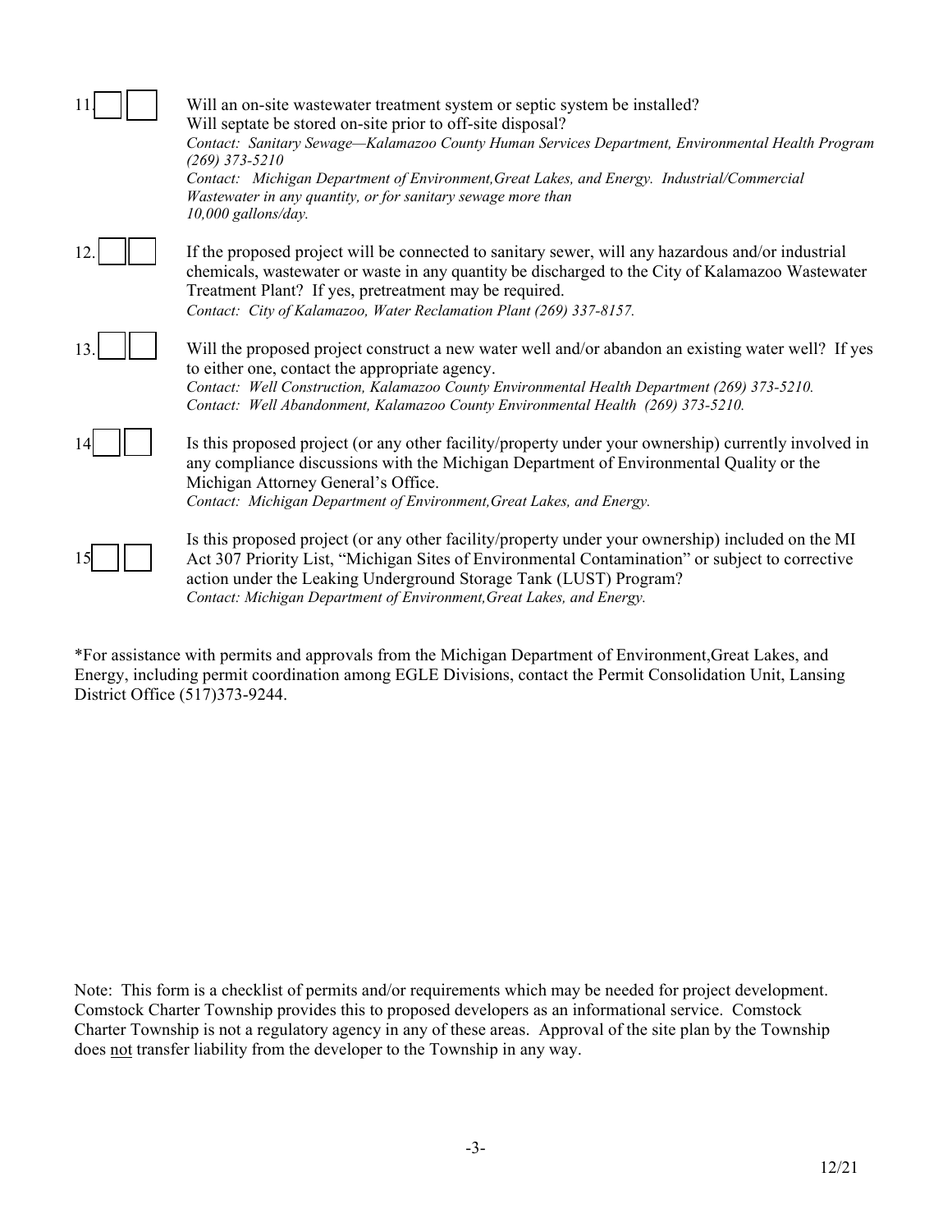11. ☐ ☐ Will an on-site wastewater treatment system or septic system be installed? Will septate be stored on-site prior to off-site disposal?
*Contact: Sanitary Sewage—Kalamazoo County Human Services Department, Environmental Health Program (269) 373-5210*
*Contact: Michigan Department of Environment,Great Lakes, and Energy. Industrial/Commercial Wastewater in any quantity, or for sanitary sewage more than 10,000 gallons/day.*

12. ☐ ☐ If the proposed project will be connected to sanitary sewer, will any hazardous and/or industrial chemicals, wastewater or waste in any quantity be discharged to the City of Kalamazoo Wastewater Treatment Plant? If yes, pretreatment may be required.
*Contact: City of Kalamazoo, Water Reclamation Plant (269) 337-8157.*

13. ☐ ☐ Will the proposed project construct a new water well and/or abandon an existing water well? If yes to either one, contact the appropriate agency.
*Contact: Well Construction, Kalamazoo County Environmental Health Department (269) 373-5210.*
*Contact: Well Abandonment, Kalamazoo County Environmental Health (269) 373-5210.*

14. ☐ ☐ Is this proposed project (or any other facility/property under your ownership) currently involved in any compliance discussions with the Michigan Department of Environmental Quality or the Michigan Attorney General's Office.
*Contact: Michigan Department of Environment,Great Lakes, and Energy.*

15. ☐ ☐ Is this proposed project (or any other facility/property under your ownership) included on the MI Act 307 Priority List, "Michigan Sites of Environmental Contamination" or subject to corrective action under the Leaking Underground Storage Tank (LUST) Program?
*Contact: Michigan Department of Environment,Great Lakes, and Energy.*

*For assistance with permits and approvals from the Michigan Department of Environment,Great Lakes, and Energy, including permit coordination among EGLE Divisions, contact the Permit Consolidation Unit, Lansing District Office (517)373-9244.

Note: This form is a checklist of permits and/or requirements which may be needed for project development. Comstock Charter Township provides this to proposed developers as an informational service. Comstock Charter Township is not a regulatory agency in any of these areas. Approval of the site plan by the Township does not transfer liability from the developer to the Township in any way.

12/21